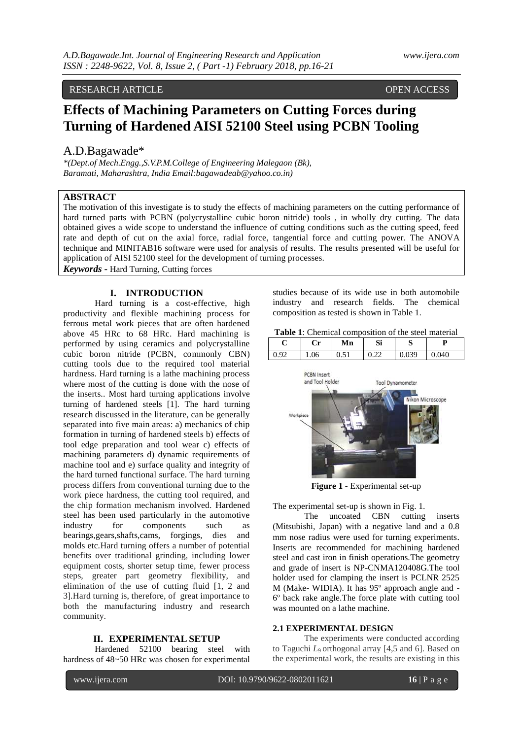RESEARCH ARTICLE OPEN ACCESS

# Effects of Machining Parameters on Cutting Forces during Turning of Hardened AISI 52100 Steel using PCBN Tooling

A.D.Bagawade*

*\*(Dept.of Mech.Engg.,S.V.P.M.College of Engineering Malegaon (Bk), Baramati, Maharashtra, India Email:bagawadeab@yahoo.co.in)*

## ABSTRACT

The motivation of this investigate is to study the effects of machining parameters on the cutting performance of hard turned parts with PCBN (polycrystalline cubic boron nitride) tools , in wholly dry cutting. The data obtained gives a wide scope to understand the influence of cutting conditions such as the cutting speed, feed rate and depth of cut on the axial force, radial force, tangential force and cutting power. The ANOVA technique and MINITAB16 software were used for analysis of results. The results presented will be useful for application of AISI 52100 steel for the development of turning processes.

***Keywords* -** Hard Turning, Cutting forces

## I. INTRODUCTION

Hard turning is a cost-effective, high productivity and flexible machining process for ferrous metal work pieces that are often hardened above 45 HRc to 68 HRc. Hard machining is performed by using ceramics and polycrystalline cubic boron nitride (PCBN, commonly CBN) cutting tools due to the required tool material hardness. Hard turning is a lathe machining process where most of the cutting is done with the nose of the inserts.. Most hard turning applications involve turning of hardened steels [1]. The hard turning research discussed in the literature, can be generally separated into five main areas: a) mechanics of chip formation in turning of hardened steels b) effects of tool edge preparation and tool wear c) effects of machining parameters d) dynamic requirements of machine tool and e) surface quality and integrity of the hard turned functional surface. The hard turning process differs from conventional turning due to the work piece hardness, the cutting tool required, and the chip formation mechanism involved. Hardened steel has been used particularly in the automotive industry for components such as bearings,gears,shafts,cams, forgings, dies and molds etc.Hard turning offers a number of potential benefits over traditional grinding, including lower equipment costs, shorter setup time, fewer process steps, greater part geometry flexibility, and elimination of the use of cutting fluid [1, 2 and 3].Hard turning is, therefore, of great importance to both the manufacturing industry and research community.

## II. EXPERIMENTAL SETUP

Hardened 52100 bearing steel with hardness of 48~50 HRc was chosen for experimental studies because of its wide use in both automobile industry and research fields. The chemical composition as tested is shown in Table 1.

**Table 1**: Chemical composition of the steel material

| C | Cr | Mn | Si | S | P |
|---|---|---|---|---|---|
| 0.92 | 1.06 | 0.51 | 0.22 | 0.039 | 0.040 |

**Figure 1 -** Experimental set-up

The experimental set-up is shown in Fig. 1.

The uncoated CBN cutting inserts (Mitsubishi, Japan) with a negative land and a 0.8 mm nose radius were used for turning experiments. Inserts are recommended for machining hardened steel and cast iron in finish operations.The geometry and grade of insert is NP-CNMA120408G.The tool holder used for clamping the insert is PCLNR 2525 M (Make- WIDIA). It has 95º approach angle and -6º back rake angle.The force plate with cutting tool was mounted on a lathe machine.

### 2.1 EXPERIMENTAL DESIGN

The experiments were conducted according to Taguchi $L_9$ orthogonal array [4,5 and 6]. Based on the experimental work, the results are existing in this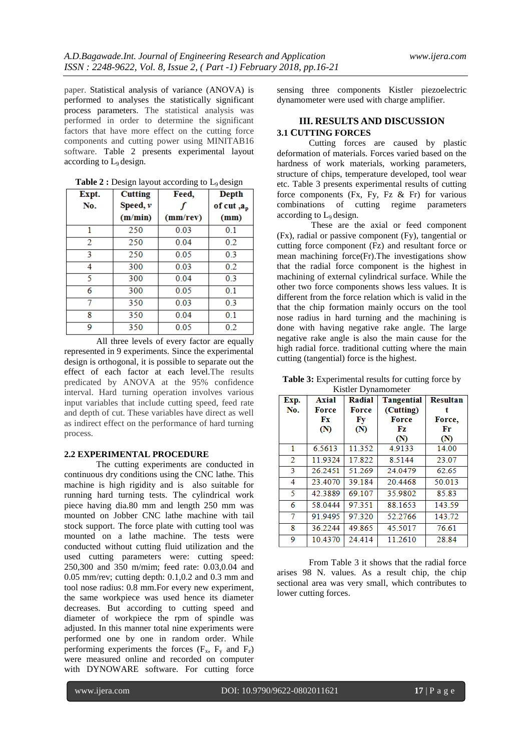paper. Statistical analysis of variance (ANOVA) is performed to analyses the statistically significant process parameters. The statistical analysis was performed in order to determine the significant factors that have more effect on the cutting force components and cutting power using MINITAB16 software. Table 2 presents experimental layout according to $L_9$ design.

**Table 2 :** Design layout according to $L_9$ design

| Expt. No. | Cutting Speed, *v* (m/min) | Feed, *f* (mm/rev) | Depth of cut ,$a_p$ (mm) |
|---|---|---|---|
| 1 | 250 | 0.03 | 0.1 |
| 2 | 250 | 0.04 | 0.2 |
| 3 | 250 | 0.05 | 0.3 |
| 4 | 300 | 0.03 | 0.2 |
| 5 | 300 | 0.04 | 0.3 |
| 6 | 300 | 0.05 | 0.1 |
| 7 | 350 | 0.03 | 0.3 |
| 8 | 350 | 0.04 | 0.1 |
| 9 | 350 | 0.05 | 0.2 |

All three levels of every factor are equally represented in 9 experiments. Since the experimental design is orthogonal, it is possible to separate out the effect of each factor at each level.The results predicated by ANOVA at the 95% confidence interval. Hard turning operation involves various input variables that include cutting speed, feed rate and depth of cut. These variables have direct as well as indirect effect on the performance of hard turning process.

### 2.2 EXPERIMENTAL PROCEDURE

The cutting experiments are conducted in continuous dry conditions using the CNC lathe. This machine is high rigidity and is also suitable for running hard turning tests. The cylindrical work piece having dia.80 mm and length 250 mm was mounted on Jobber CNC lathe machine with tail stock support. The force plate with cutting tool was mounted on a lathe machine. The tests were conducted without cutting fluid utilization and the used cutting parameters were: cutting speed: 250,300 and 350 m/mim; feed rate: 0.03,0.04 and 0.05 mm/rev; cutting depth: 0.1,0.2 and 0.3 mm and tool nose radius: 0.8 mm.For every new experiment, the same workpiece was used hence its diameter decreases. But according to cutting speed and diameter of workpiece the rpm of spindle was adjusted. In this manner total nine experiments were performed one by one in random order. While performing experiments the forces ($F_x$, $F_y$ and $F_z$) were measured online and recorded on computer with DYNOWARE software. For cutting force sensing three components Kistler piezoelectric dynamometer were used with charge amplifier.

## III. RESULTS AND DISCUSSION

### 3.1 CUTTING FORCES

Cutting forces are caused by plastic deformation of materials. Forces varied based on the hardness of work materials, working parameters, structure of chips, temperature developed, tool wear etc. Table 3 presents experimental results of cutting force components (Fx, Fy, Fz & Fr) for various combinations of cutting regime parameters according to $L_9$ design.

These are the axial or feed component (Fx), radial or passive component (Fy), tangential or cutting force component (Fz) and resultant force or mean machining force(Fr).The investigations show that the radial force component is the highest in machining of external cylindrical surface. While the other two force components shows less values. It is different from the force relation which is valid in the that the chip formation mainly occurs on the tool nose radius in hard turning and the machining is done with having negative rake angle. The large negative rake angle is also the main cause for the high radial force. traditional cutting where the main cutting (tangential) force is the highest.

**Table 3:** Experimental results for cutting force by Kistler Dynamometer

| Exp. No. | Axial Force Fx (N) | Radial Force Fy (N) | Tangential (Cutting) Force Fz (N) | Resultant Force, Fr (N) |
|---|---|---|---|---|
| 1 | 6.5613 | 11.352 | 4.9133 | 14.00 |
| 2 | 11.9324 | 17.822 | 8.5144 | 23.07 |
| 3 | 26.2451 | 51.269 | 24.0479 | 62.65 |
| 4 | 23.4070 | 39.184 | 20.4468 | 50.013 |
| 5 | 42.3889 | 69.107 | 35.9802 | 85.83 |
| 6 | 58.0444 | 97.351 | 88.1653 | 143.59 |
| 7 | 91.9495 | 97.320 | 52.2766 | 143.72 |
| 8 | 36.2244 | 49.865 | 45.5017 | 76.61 |
| 9 | 10.4370 | 24.414 | 11.2610 | 28.84 |

From Table 3 it shows that the radial force arises 98 N. values. As a result chip, the chip sectional area was very small, which contributes to lower cutting forces.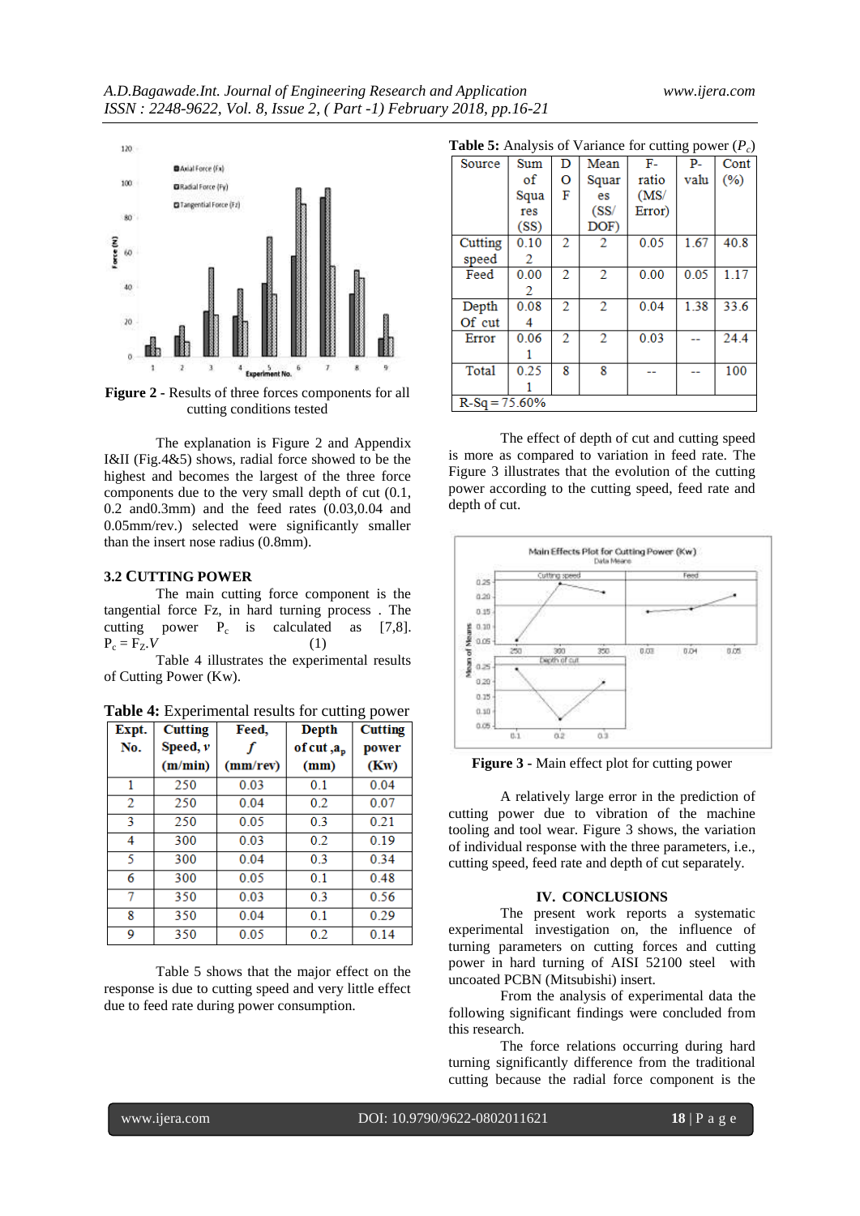**Figure 2** - Results of three forces components for all cutting conditions tested

The explanation is Figure 2 and Appendix I&II (Fig.4&5) shows, radial force showed to be the highest and becomes the largest of the three force components due to the very small depth of cut (0.1, 0.2 and0.3mm) and the feed rates (0.03,0.04 and 0.05mm/rev.) selected were significantly smaller than the insert nose radius (0.8mm).

### 3.2 CUTTING POWER

The main cutting force component is the tangential force Fz, in hard turning process . The cutting power $P_c$ is calculated as [7,8].

$$P_c = F_Z.V \quad (1)$$

Table 4 illustrates the experimental results of Cutting Power (Kw).

**Table 4:** Experimental results for cutting power

| Expt. No. | Cutting Speed, $v$ (m/min) | Feed, $f$ (mm/rev) | Depth of cut ,$a_p$ (mm) | Cutting power (Kw) |
|---|---|---|---|---|
| 1 | 250 | 0.03 | 0.1 | 0.04 |
| 2 | 250 | 0.04 | 0.2 | 0.07 |
| 3 | 250 | 0.05 | 0.3 | 0.21 |
| 4 | 300 | 0.03 | 0.2 | 0.19 |
| 5 | 300 | 0.04 | 0.3 | 0.34 |
| 6 | 300 | 0.05 | 0.1 | 0.48 |
| 7 | 350 | 0.03 | 0.3 | 0.56 |
| 8 | 350 | 0.04 | 0.1 | 0.29 |
| 9 | 350 | 0.05 | 0.2 | 0.14 |

Table 5 shows that the major effect on the response is due to cutting speed and very little effect due to feed rate during power consumption.

**Table 5:** Analysis of Variance for cutting power ($P_c$)

| Source | Sum of Squares (SS) | DOF | Mean Squares (SS/ DOF) | F-ratio (MS/ Error) | P-valu | Cont (%) |
|---|---|---|---|---|---|---|
| Cutting speed | 0.102 | 2 | 2 | 0.05 | 1.67 | 40.8 |
| Feed | 0.002 | 2 | 2 | 0.00 | 0.05 | 1.17 |
| Depth Of cut | 0.084 | 2 | 2 | 0.04 | 1.38 | 33.6 |
| Error | 0.061 | 2 | 2 | 0.03 | -- | 24.4 |
| Total | 0.251 | 8 | 8 | -- | -- | 100 |
| R-Sq = 75.60% | | | | | | |

The effect of depth of cut and cutting speed is more as compared to variation in feed rate. The Figure 3 illustrates that the evolution of the cutting power according to the cutting speed, feed rate and depth of cut.

**Figure 3** - Main effect plot for cutting power

A relatively large error in the prediction of cutting power due to vibration of the machine tooling and tool wear. Figure 3 shows, the variation of individual response with the three parameters, i.e., cutting speed, feed rate and depth of cut separately.

## IV. CONCLUSIONS

The present work reports a systematic experimental investigation on, the influence of turning parameters on cutting forces and cutting power in hard turning of AISI 52100 steel with uncoated PCBN (Mitsubishi) insert.

From the analysis of experimental data the following significant findings were concluded from this research.

The force relations occurring during hard turning significantly difference from the traditional cutting because the radial force component is the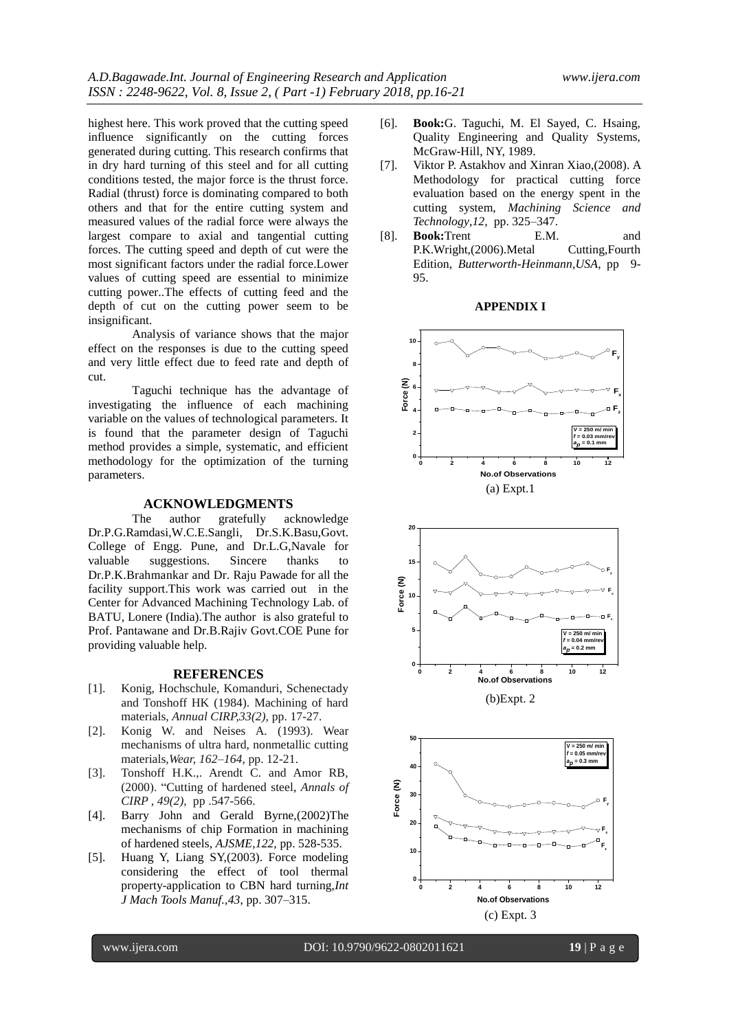highest here. This work proved that the cutting speed influence significantly on the cutting forces generated during cutting. This research confirms that in dry hard turning of this steel and for all cutting conditions tested, the major force is the thrust force. Radial (thrust) force is dominating compared to both others and that for the entire cutting system and measured values of the radial force were always the largest compare to axial and tangential cutting forces. The cutting speed and depth of cut were the most significant factors under the radial force.Lower values of cutting speed are essential to minimize cutting power..The effects of cutting feed and the depth of cut on the cutting power seem to be insignificant.

Analysis of variance shows that the major effect on the responses is due to the cutting speed and very little effect due to feed rate and depth of cut.

Taguchi technique has the advantage of investigating the influence of each machining variable on the values of technological parameters. It is found that the parameter design of Taguchi method provides a simple, systematic, and efficient methodology for the optimization of the turning parameters.

## ACKNOWLEDGMENTS

The author gratefully acknowledge Dr.P.G.Ramdasi,W.C.E.Sangli, Dr.S.K.Basu,Govt. College of Engg. Pune, and Dr.L.G,Navale for valuable suggestions. Sincere thanks to Dr.P.K.Brahmankar and Dr. Raju Pawade for all the facility support.This work was carried out in the Center for Advanced Machining Technology Lab. of BATU, Lonere (India).The author is also grateful to Prof. Pantawane and Dr.B.Rajiv Govt.COE Pune for providing valuable help.

## REFERENCES

[1]. Konig, Hochschule, Komanduri, Schenectady and Tonshoff HK (1984). Machining of hard materials, *Annual CIRP,33(2)*, pp. 17-27.

[2]. Konig W. and Neises A. (1993). Wear mechanisms of ultra hard, nonmetallic cutting materials,*Wear, 162–164*, pp. 12-21.

[3]. Tonshoff H.K.,. Arendt C. and Amor RB, (2000). "Cutting of hardened steel, *Annals of CIRP , 49(2),* pp .547-566.

[4]. Barry John and Gerald Byrne,(2002)The mechanisms of chip Formation in machining of hardened steels, *AJSME,122*, pp. 528-535.

[5]. Huang Y, Liang SY,(2003). Force modeling considering the effect of tool thermal property-application to CBN hard turning,*Int J Mach Tools Manuf.,43*, pp. 307–315.

[6]. **Book:**G. Taguchi, M. El Sayed, C. Hsaing, Quality Engineering and Quality Systems, McGraw-Hill, NY, 1989.

[7]. Viktor P. Astakhov and Xinran Xiao,(2008). A Methodology for practical cutting force evaluation based on the energy spent in the cutting system, *Machining Science and Technology,12,* pp. 325–347.

[8]. **Book:**Trent E.M. and P.K.Wright,(2006).Metal Cutting,Fourth Edition, *Butterworth-Heinmann,USA*, pp 9-95.

## APPENDIX I

(a) Expt.1

(b)Expt. 2

(c) Expt. 3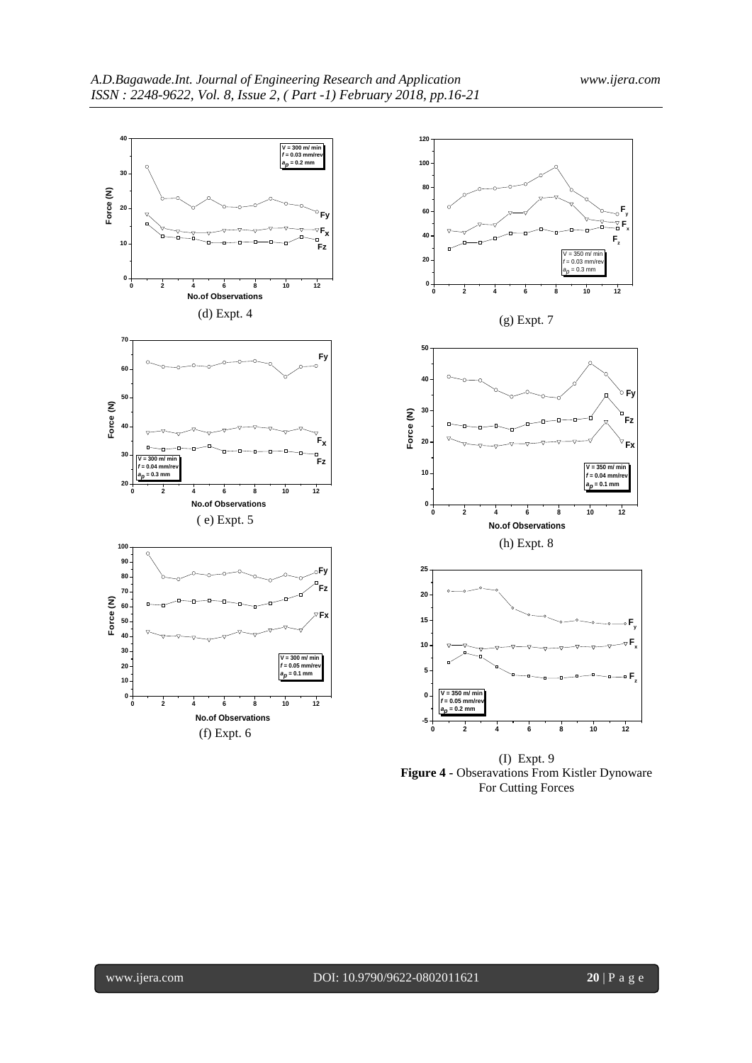(d) Expt. 4

(g) Expt. 7

( e) Expt. 5

(h) Expt. 8

(f) Expt. 6

(I) Expt. 9

**Figure 4** - Obseravations From Kistler Dynoware For Cutting Forces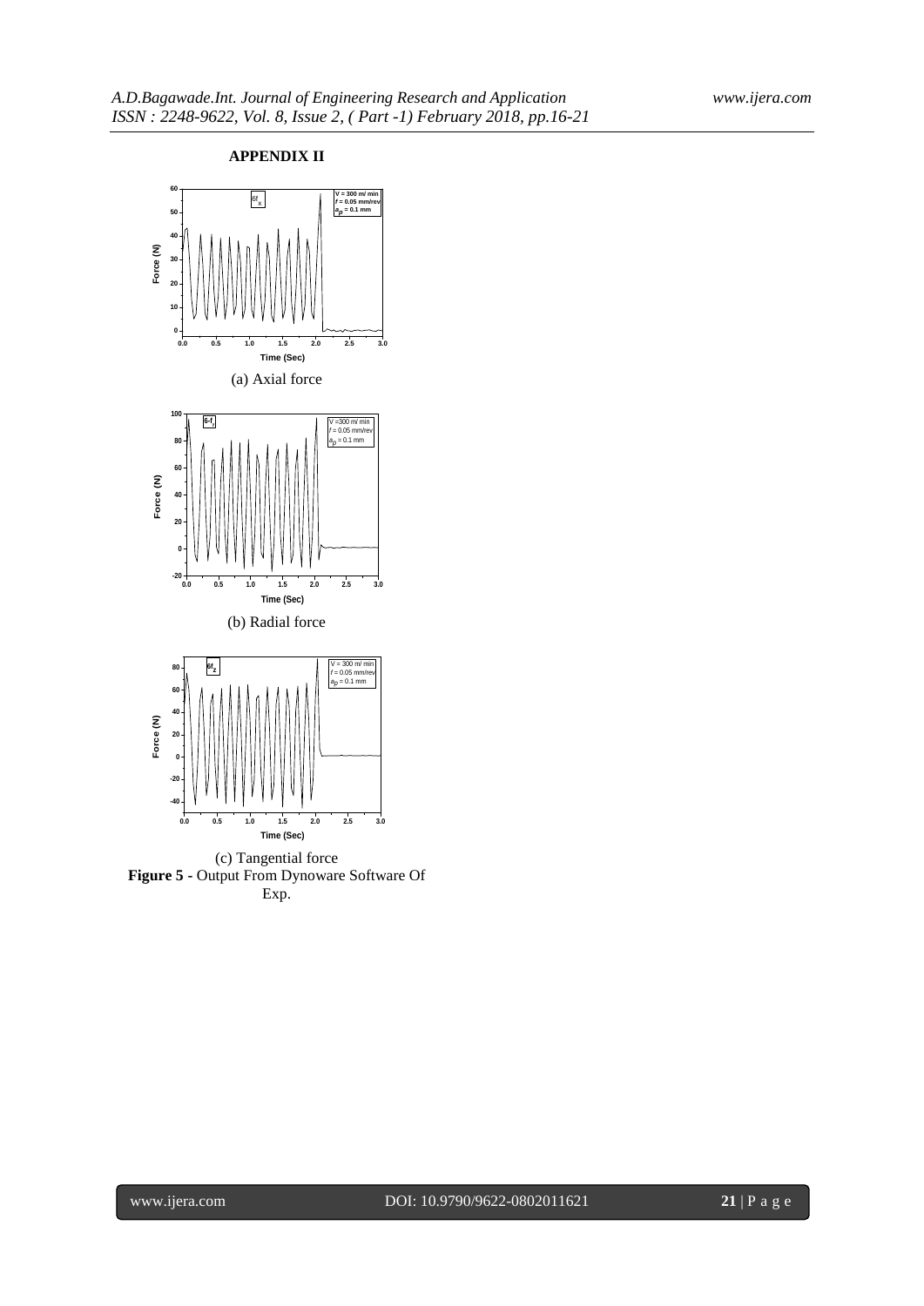## APPENDIX II

6f_x

V = 300 m/ min
f = 0.05 mm/rev
$a_p$ = 0.1 mm

Force (N)

60
50
40
30
20
10
0

0.0 0.5 1.0 1.5 2.0 2.5 3.0

Time (Sec)

(a) Axial force

6-f_y

V =300 m/ min
f = 0.05 mm/rev
$a_p$ = 0.1 mm

Force (N)

100
80
60
40
20
0
-20

0.0 0.5 1.0 1.5 2.0 2.5 3.0

Time (Sec)

(b) Radial force

6f_z

V = 300 m/ min
f = 0.05 mm/rev
$a_p$ = 0.1 mm

Force (N)

80
60
40
20
0
-20
-40

0.0 0.5 1.0 1.5 2.0 2.5 3.0

Time (Sec)

(c) Tangential force

**Figure 5** - Output From Dynoware Software Of Exp.